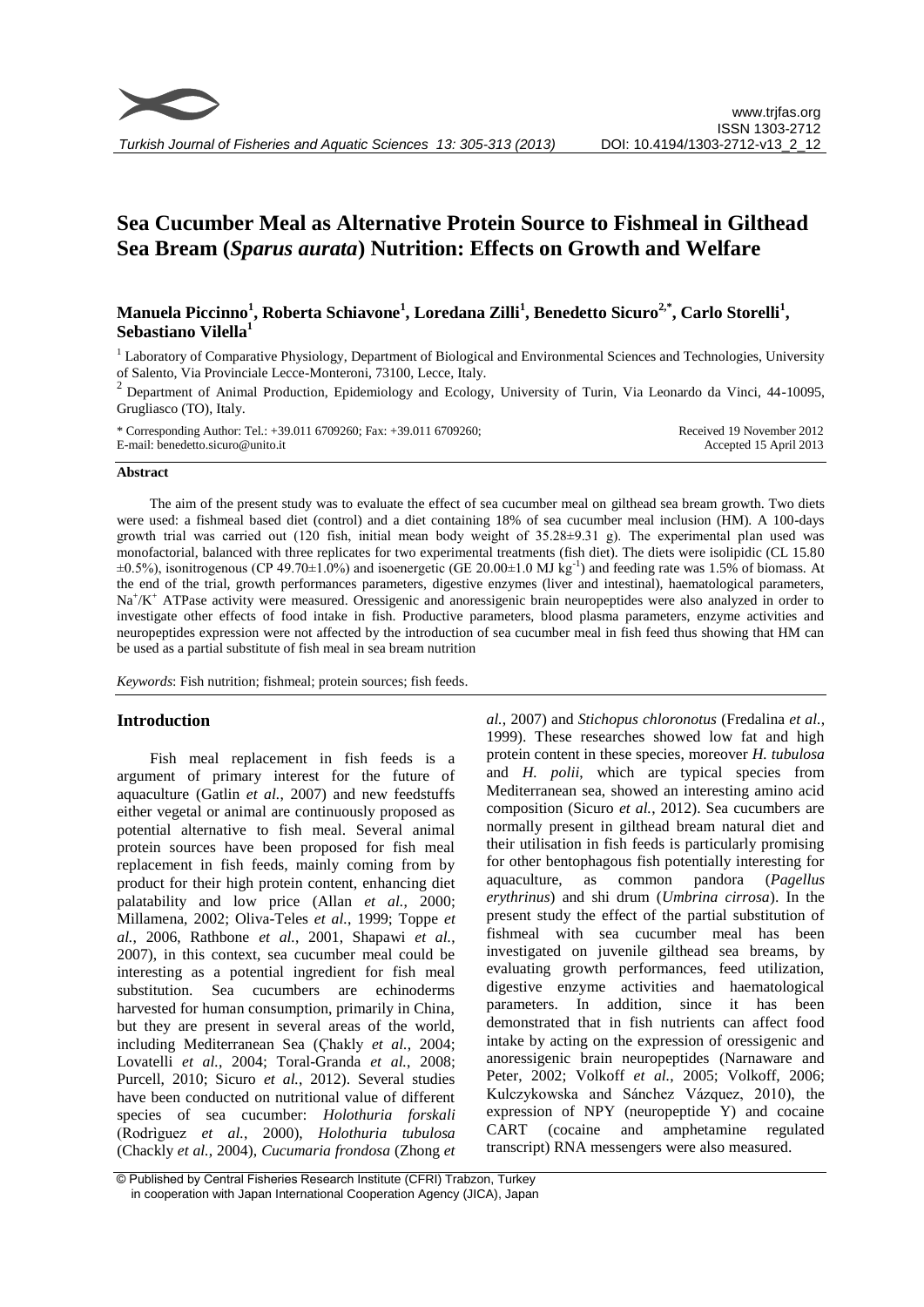# Sea Cucumber Meal as Alternative Protein Source to Fishmeal in Gilthead Sea Bream (*Sparus aurata*) Nutrition: Effects on Growth and Welfare

**Manuela Piccinno[1], Roberta Schiavone[1], Loredana Zilli[1], Benedetto Sicuro[2,*], Carlo Storelli[1], Sebastiano Vilella[1]**

[1] Laboratory of Comparative Physiology, Department of Biological and Environmental Sciences and Technologies, University of Salento, Via Provinciale Lecce-Monteroni, 73100, Lecce, Italy.

[2] Department of Animal Production, Epidemiology and Ecology, University of Turin, Via Leonardo da Vinci, 44-10095, Grugliasco (TO), Italy.

\* Corresponding Author: Tel.: +39.011 6709260; Fax: +39.011 6709260;
E-mail: benedetto.sicuro@unito.it

Received 19 November 2012
Accepted 15 April 2013

## Abstract

The aim of the present study was to evaluate the effect of sea cucumber meal on gilthead sea bream growth. Two diets were used: a fishmeal based diet (control) and a diet containing 18% of sea cucumber meal inclusion (HM). A 100-days growth trial was carried out (120 fish, initial mean body weight of 35.28±9.31 g). The experimental plan used was monofactorial, balanced with three replicates for two experimental treatments (fish diet). The diets were isolipidic (CL 15.80 ±0.5%), isonitrogenous (CP 49.70±1.0%) and isoenergetic (GE 20.00±1.0 MJ $kg^{-1}$) and feeding rate was 1.5% of biomass. At the end of the trial, growth performances parameters, digestive enzymes (liver and intestinal), haematological parameters, $Na^{+}/K^{+}$ ATPase activity were measured. Oressigenic and anoressigenic brain neuropeptides were also analyzed in order to investigate other effects of food intake in fish. Productive parameters, blood plasma parameters, enzyme activities and neuropeptides expression were not affected by the introduction of sea cucumber meal in fish feed thus showing that HM can be used as a partial substitute of fish meal in sea bream nutrition

*Keywords*: Fish nutrition; fishmeal; protein sources; fish feeds.

## Introduction

Fish meal replacement in fish feeds is a argument of primary interest for the future of aquaculture (Gatlin *et al.*, 2007) and new feedstuffs either vegetal or animal are continuously proposed as potential alternative to fish meal. Several animal protein sources have been proposed for fish meal replacement in fish feeds, mainly coming from by product for their high protein content, enhancing diet palatability and low price (Allan *et al.*, 2000; Millamena, 2002; Oliva-Teles *et al.*, 1999; Toppe *et al.*, 2006, Rathbone *et al.*, 2001, Shapawi *et al.*, 2007), in this context, sea cucumber meal could be interesting as a potential ingredient for fish meal substitution. Sea cucumbers are echinoderms harvested for human consumption, primarily in China, but they are present in several areas of the world, including Mediterranean Sea (Çhakly *et al.*, 2004; Lovatelli *et al.*, 2004; Toral-Granda *et al.*, 2008; Purcell, 2010; Sicuro *et al.*, 2012). Several studies have been conducted on nutritional value of different species of sea cucumber: *Holothuria forskali* (Rodrìguez *et al.*, 2000), *Holothuria tubulosa* (Chackly *et al.*, 2004), *Cucumaria frondosa* (Zhong *et al.*, 2007) and *Stichopus chloronotus* (Fredalina *et al.*, 1999). These researches showed low fat and high protein content in these species, moreover *H. tubulosa* and *H. polii*, which are typical species from Mediterranean sea, showed an interesting amino acid composition (Sicuro *et al.*, 2012). Sea cucumbers are normally present in gilthead bream natural diet and their utilisation in fish feeds is particularly promising for other bentophagous fish potentially interesting for aquaculture, as common pandora (*Pagellus erythrinus*) and shi drum (*Umbrina cirrosa*). In the present study the effect of the partial substitution of fishmeal with sea cucumber meal has been investigated on juvenile gilthead sea breams, by evaluating growth performances, feed utilization, digestive enzyme activities and haematological parameters. In addition, since it has been demonstrated that in fish nutrients can affect food intake by acting on the expression of oressigenic and anoressigenic brain neuropeptides (Narnaware and Peter, 2002; Volkoff *et al.*, 2005; Volkoff, 2006; Kulczykowska and Sánchez Vázquez, 2010), the expression of NPY (neuropeptide Y) and cocaine CART (cocaine and amphetamine regulated transcript) RNA messengers were also measured.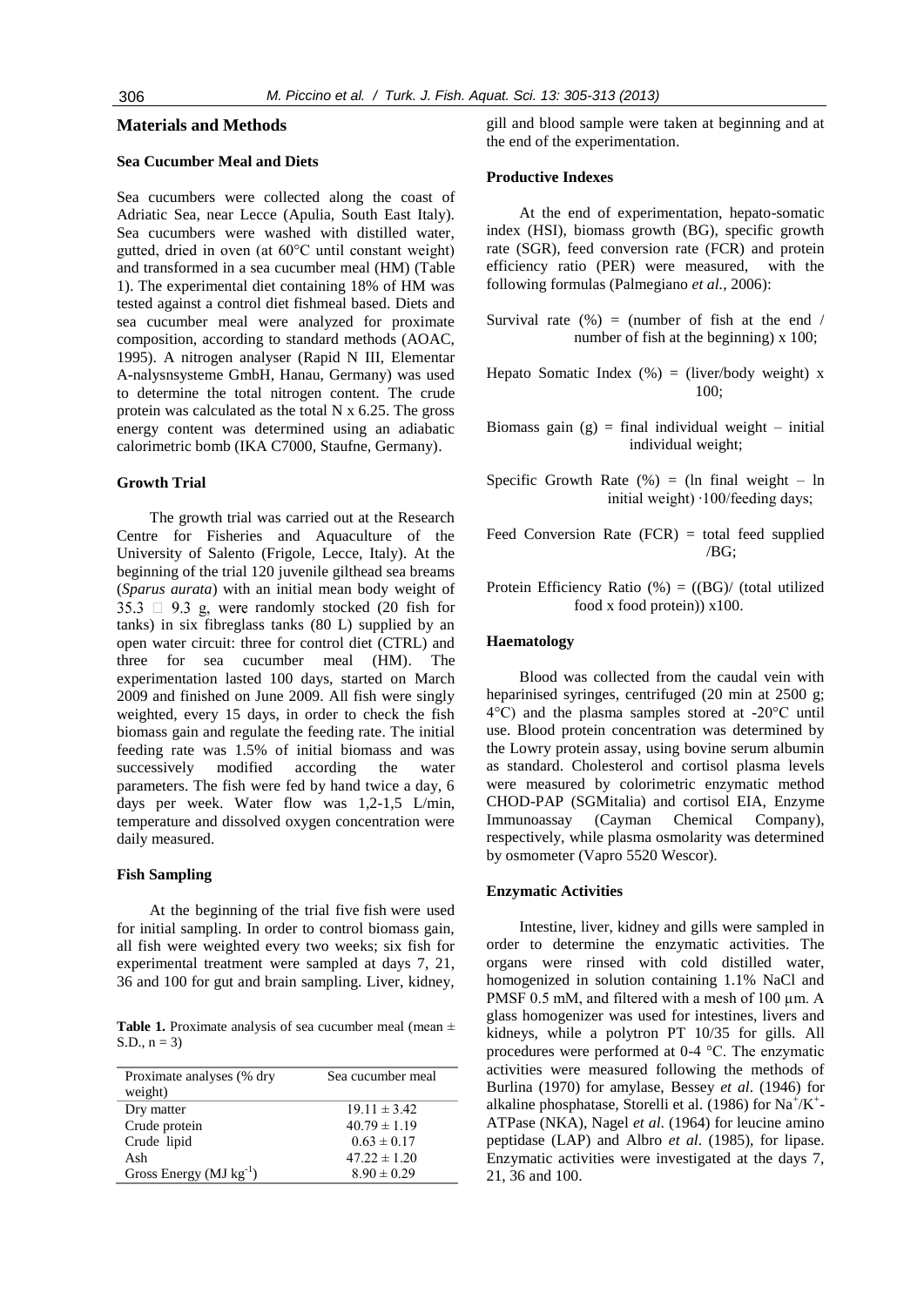## Materials and Methods

### Sea Cucumber Meal and Diets

Sea cucumbers were collected along the coast of Adriatic Sea, near Lecce (Apulia, South East Italy). Sea cucumbers were washed with distilled water, gutted, dried in oven (at 60°C until constant weight) and transformed in a sea cucumber meal (HM) (Table 1). The experimental diet containing 18% of HM was tested against a control diet fishmeal based. Diets and sea cucumber meal were analyzed for proximate composition, according to standard methods (AOAC, 1995). A nitrogen analyser (Rapid N III, Elementar A-nalysnsysteme GmbH, Hanau, Germany) was used to determine the total nitrogen content. The crude protein was calculated as the total N x 6.25. The gross energy content was determined using an adiabatic calorimetric bomb (IKA C7000, Staufne, Germany).

### Growth Trial

The growth trial was carried out at the Research Centre for Fisheries and Aquaculture of the University of Salento (Frigole, Lecce, Italy). At the beginning of the trial 120 juvenile gilthead sea breams (*Sparus aurata*) with an initial mean body weight of 35.3 □ 9.3 g, were randomly stocked (20 fish for tanks) in six fibreglass tanks (80 L) supplied by an open water circuit: three for control diet (CTRL) and three for sea cucumber meal (HM). The experimentation lasted 100 days, started on March 2009 and finished on June 2009. All fish were singly weighted, every 15 days, in order to check the fish biomass gain and regulate the feeding rate. The initial feeding rate was 1.5% of initial biomass and was successively modified according the water parameters. The fish were fed by hand twice a day, 6 days per week. Water flow was 1,2-1,5 L/min, temperature and dissolved oxygen concentration were daily measured.

### Fish Sampling

At the beginning of the trial five fish were used for initial sampling. In order to control biomass gain, all fish were weighted every two weeks; six fish for experimental treatment were sampled at days 7, 21, 36 and 100 for gut and brain sampling. Liver, kidney, gill and blood sample were taken at beginning and at the end of the experimentation.

**Table 1.** Proximate analysis of sea cucumber meal (mean ± S.D., n = 3)

| Proximate analyses (% dry weight) | Sea cucumber meal |
|---|---|
| Dry matter | 19.11 ± 3.42 |
| Crude protein | 40.79 ± 1.19 |
| Crude lipid | 0.63 ± 0.17 |
| Ash | 47.22 ± 1.20 |
| Gross Energy (MJ $kg^{-1}$) | 8.90 ± 0.29 |

### Productive Indexes

At the end of experimentation, hepato-somatic index (HSI), biomass growth (BG), specific growth rate (SGR), feed conversion rate (FCR) and protein efficiency ratio (PER) were measured, with the following formulas (Palmegiano *et al.*, 2006):

Survival rate (%) = (number of fish at the end / number of fish at the beginning) x 100;

Hepato Somatic Index (%) = (liver/body weight) x 100;

Biomass gain (g) = final individual weight – initial individual weight;

Specific Growth Rate (%) = (ln final weight – ln initial weight) ·100/feeding days;

Feed Conversion Rate (FCR) = total feed supplied /BG;

Protein Efficiency Ratio (%) = ((BG)/ (total utilized food x food protein)) x100.

### Haematology

Blood was collected from the caudal vein with heparinised syringes, centrifuged (20 min at 2500 g; 4°C) and the plasma samples stored at -20°C until use. Blood protein concentration was determined by the Lowry protein assay, using bovine serum albumin as standard. Cholesterol and cortisol plasma levels were measured by colorimetric enzymatic method CHOD-PAP (SGMitalia) and cortisol EIA, Enzyme Immunoassay (Cayman Chemical Company), respectively, while plasma osmolarity was determined by osmometer (Vapro 5520 Wescor).

### Enzymatic Activities

Intestine, liver, kidney and gills were sampled in order to determine the enzymatic activities. The organs were rinsed with cold distilled water, homogenized in solution containing 1.1% NaCl and PMSF 0.5 mM, and filtered with a mesh of 100 µm. A glass homogenizer was used for intestines, livers and kidneys, while a polytron PT 10/35 for gills. All procedures were performed at 0-4 °C. The enzymatic activities were measured following the methods of Burlina (1970) for amylase, Bessey *et al*. (1946) for alkaline phosphatase, Storelli et al. (1986) for $Na^+/K^+$-ATPase (NKA), Nagel *et al*. (1964) for leucine amino peptidase (LAP) and Albro *et al*. (1985), for lipase. Enzymatic activities were investigated at the days 7, 21, 36 and 100.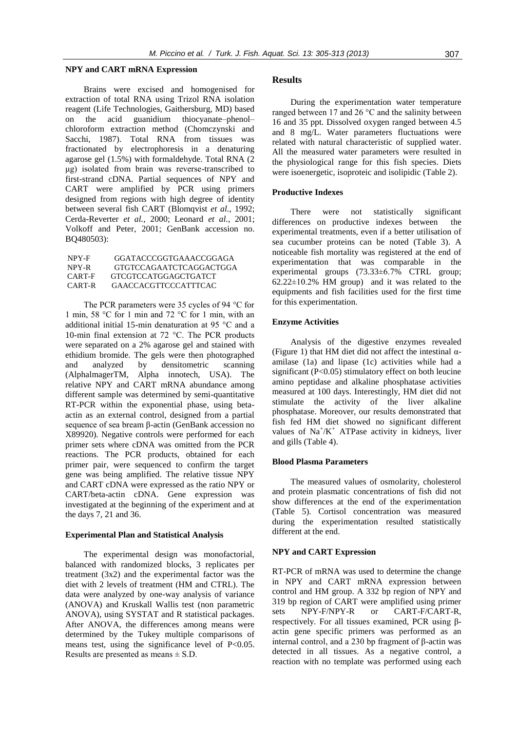### NPY and CART mRNA Expression

Brains were excised and homogenised for extraction of total RNA using Trizol RNA isolation reagent (Life Technologies, Gaithersburg, MD) based on the acid guanidium thiocyanate–phenol–chloroform extraction method (Chomczynski and Sacchi, 1987). Total RNA from tissues was fractionated by electrophoresis in a denaturing agarose gel (1.5%) with formaldehyde. Total RNA (2 μg) isolated from brain was reverse-transcribed to first-strand cDNA. Partial sequences of NPY and CART were amplified by PCR using primers designed from regions with high degree of identity between several fish CART (Blomqvist *et al.*, 1992; Cerda-Reverter *et al.*, 2000; Leonard *et al.*, 2001; Volkoff and Peter, 2001; GenBank accession no. BQ480503):

| | |
|---|---|
| NPY-F | GGATACCCGGTGAAACCGGAGA |
| NPY-R | GTGTCCAGAATCTCAGGACTGGA |
| CART-F | GTCGTCCATGGAGCTGATCT |
| CART-R | GAACCACGTTCCCATTTCAC |

The PCR parameters were 35 cycles of 94 °C for 1 min, 58 °C for 1 min and 72 °C for 1 min, with an additional initial 15-min denaturation at 95 °C and a 10-min final extension at 72 °C. The PCR products were separated on a 2% agarose gel and stained with ethidium bromide. The gels were then photographed and analyzed by densitometric scanning (AlphaImagerTM, Alpha innotech, USA). The relative NPY and CART mRNA abundance among different sample was determined by semi-quantitative RT-PCR within the exponential phase, using beta-actin as an external control, designed from a partial sequence of sea bream β-actin (GenBank accession no X89920). Negative controls were performed for each primer sets where cDNA was omitted from the PCR reactions. The PCR products, obtained for each primer pair, were sequenced to confirm the target gene was being amplified. The relative tissue NPY and CART cDNA were expressed as the ratio NPY or CART/beta-actin cDNA. Gene expression was investigated at the beginning of the experiment and at the days 7, 21 and 36.

### Experimental Plan and Statistical Analysis

The experimental design was monofactorial, balanced with randomized blocks, 3 replicates per treatment (3x2) and the experimental factor was the diet with 2 levels of treatment (HM and CTRL). The data were analyzed by one-way analysis of variance (ANOVA) and Kruskall Wallis test (non parametric ANOVA), using SYSTAT and R statistical packages. After ANOVA, the differences among means were determined by the Tukey multiple comparisons of means test, using the significance level of $P<0.05$. Results are presented as means ± S.D.

## Results

During the experimentation water temperature ranged between 17 and 26 °C and the salinity between 16 and 35 ppt. Dissolved oxygen ranged between 4.5 and 8 mg/L. Water parameters fluctuations were related with natural characteristic of supplied water. All the measured water parameters were resulted in the physiological range for this fish species. Diets were isoenergetic, isoproteic and isolipidic (Table 2).

### Productive Indexes

There were not statistically significant differences on productive indexes between the experimental treatments, even if a better utilisation of sea cucumber proteins can be noted (Table 3). A noticeable fish mortality was registered at the end of experimentation that was comparable in the experimental groups (73.33±6.7% CTRL group; 62.22±10.2% HM group) and it was related to the equipments and fish facilities used for the first time for this experimentation.

### Enzyme Activities

Analysis of the digestive enzymes revealed (Figure 1) that HM diet did not affect the intestinal α-amilase (1a) and lipase (1c) activities while had a significant ($P<0.05$) stimulatory effect on both leucine amino peptidase and alkaline phosphatase activities measured at 100 days. Interestingly, HM diet did not stimulate the activity of the liver alkaline phosphatase. Moreover, our results demonstrated that fish fed HM diet showed no significant different values of $Na^{+}/K^{+}$ ATPase activity in kidneys, liver and gills (Table 4).

### Blood Plasma Parameters

The measured values of osmolarity, cholesterol and protein plasmatic concentrations of fish did not show differences at the end of the experimentation (Table 5). Cortisol concentration was measured during the experimentation resulted statistically different at the end.

### NPY and CART Expression

RT-PCR of mRNA was used to determine the change in NPY and CART mRNA expression between control and HM group. A 332 bp region of NPY and 319 bp region of CART were amplified using primer sets NPY-F/NPY-R or CART-F/CART-R, respectively. For all tissues examined, PCR using β-actin gene specific primers was performed as an internal control, and a 230 bp fragment of β-actin was detected in all tissues. As a negative control, a reaction with no template was performed using each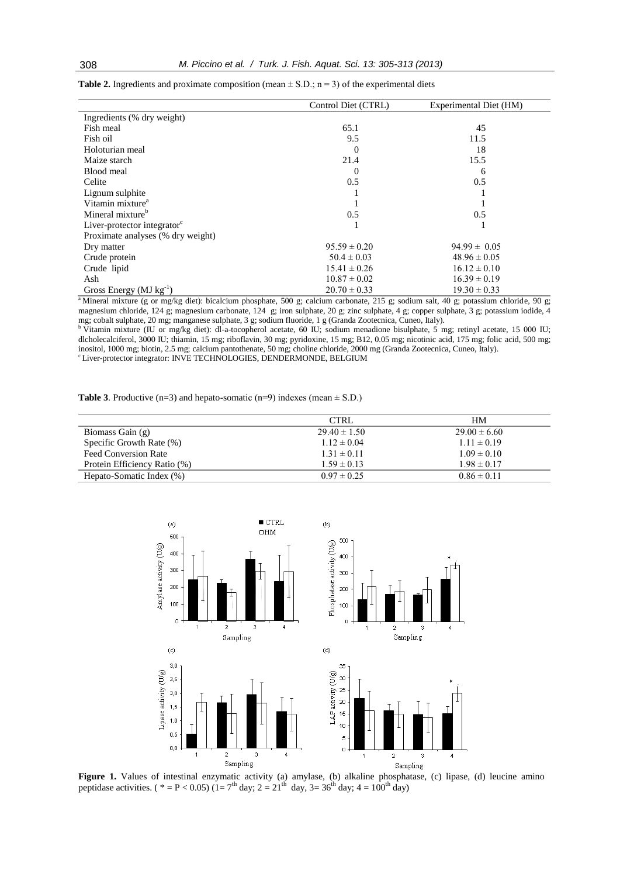**Table 2.** Ingredients and proximate composition (mean ± S.D.; n = 3) of the experimental diets

| | Control Diet (CTRL) | Experimental Diet (HM) |
|---|---|---|
| Ingredients (% dry weight) | | |
| Fish meal | 65.1 | 45 |
| Fish oil | 9.5 | 11.5 |
| Holoturian meal | 0 | 18 |
| Maize starch | 21.4 | 15.5 |
| Blood meal | 0 | 6 |
| Celite | 0.5 | 0.5 |
| Lignum sulphite | 1 | 1 |
| Vitamin mixture[a] | 1 | 1 |
| Mineral mixture[b] | 0.5 | 0.5 |
| Liver-protector integrator[c] | 1 | 1 |
| Proximate analyses (% dry weight) | | |
| Dry matter | 95.59 ± 0.20 | 94.99 ± 0.05 |
| Crude protein | 50.4 ± 0.03 | 48.96 ± 0.05 |
| Crude lipid | 15.41 ± 0.26 | 16.12 ± 0.10 |
| Ash | 10.87 ± 0.02 | 16.39 ± 0.19 |
| Gross Energy (MJ $kg^{-1}$) | 20.70 ± 0.33 | 19.30 ± 0.33 |

[a] Mineral mixture (g or mg/kg diet): bicalcium phosphate, 500 g; calcium carbonate, 215 g; sodium salt, 40 g; potassium chloride, 90 g; magnesium chloride, 124 g; magnesium carbonate, 124 g; iron sulphate, 20 g; zinc sulphate, 4 g; copper sulphate, 3 g; potassium iodide, 4 mg; cobalt sulphate, 20 mg; manganese sulphate, 3 g; sodium fluoride, 1 g (Granda Zootecnica, Cuneo, Italy).

[b] Vitamin mixture (IU or mg/kg diet): dl-a-tocopherol acetate, 60 IU; sodium menadione bisulphate, 5 mg; retinyl acetate, 15 000 IU; dlcholecalciferol, 3000 IU; thiamin, 15 mg; riboflavin, 30 mg; pyridoxine, 15 mg; B12, 0.05 mg; nicotinic acid, 175 mg; folic acid, 500 mg; inositol, 1000 mg; biotin, 2.5 mg; calcium pantothenate, 50 mg; choline chloride, 2000 mg (Granda Zootecnica, Cuneo, Italy).

[c] Liver-protector integrator: INVE TECHNOLOGIES, DENDERMONDE, BELGIUM

**Table 3**. Productive (n=3) and hepato-somatic (n=9) indexes (mean ± S.D.)

| | CTRL | HM |
|---|---|---|
| Biomass Gain (g) | 29.40 ± 1.50 | 29.00 ± 6.60 |
| Specific Growth Rate (%) | 1.12 ± 0.04 | 1.11 ± 0.19 |
| Feed Conversion Rate | 1.31 ± 0.11 | 1.09 ± 0.10 |
| Protein Efficiency Ratio (%) | 1.59 ± 0.13 | 1.98 ± 0.17 |
| Hepato-Somatic Index (%) | 0.97 ± 0.25 | 0.86 ± 0.11 |

**Figure 1.** Values of intestinal enzymatic activity (a) amylase, (b) alkaline phosphatase, (c) lipase, (d) leucine amino peptidase activities. ( * = P < 0.05) (1= 7[th] day; 2 = 21[th] day, 3= 36[th] day; 4 = 100[th] day)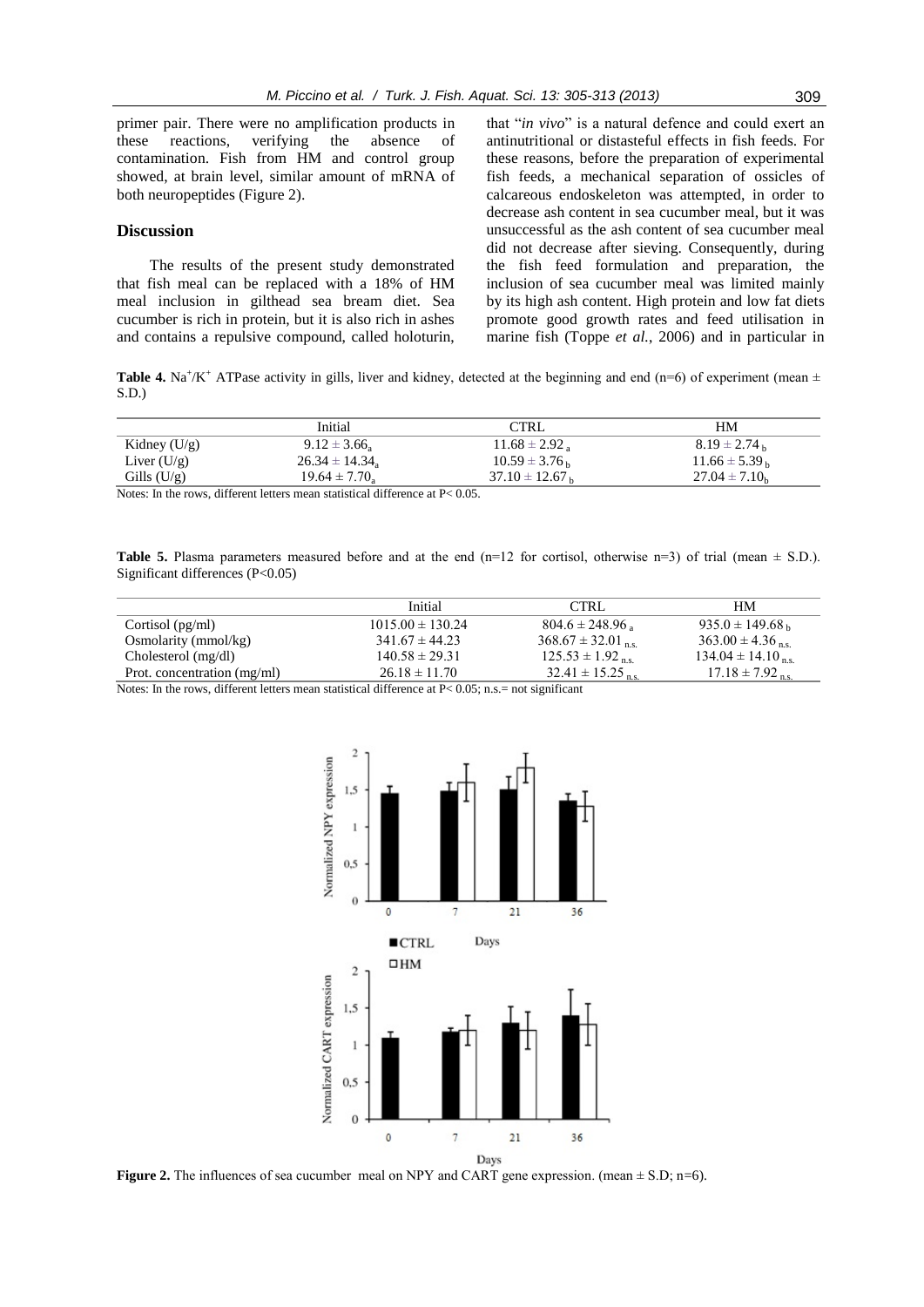primer pair. There were no amplification products in these reactions, verifying the absence of contamination. Fish from HM and control group showed, at brain level, similar amount of mRNA of both neuropeptides (Figure 2).

## Discussion

The results of the present study demonstrated that fish meal can be replaced with a 18% of HM meal inclusion in gilthead sea bream diet. Sea cucumber is rich in protein, but it is also rich in ashes and contains a repulsive compound, called holoturin, that "*in vivo*" is a natural defence and could exert an antinutritional or distasteful effects in fish feeds. For these reasons, before the preparation of experimental fish feeds, a mechanical separation of ossicles of calcareous endoskeleton was attempted, in order to decrease ash content in sea cucumber meal, but it was unsuccessful as the ash content of sea cucumber meal did not decrease after sieving. Consequently, during the fish feed formulation and preparation, the inclusion of sea cucumber meal was limited mainly by its high ash content. High protein and low fat diets promote good growth rates and feed utilisation in marine fish (Toppe *et al.*, 2006) and in particular in

**Table 4.** $Na^{+}/K^{+}$ ATPase activity in gills, liver and kidney, detected at the beginning and end (n=6) of experiment (mean ± S.D.)

| | Initial | CTRL | HM |
|---|---|---|---|
| Kidney (U/g) | $9.12 \pm 3.66_a$ | $11.68 \pm 2.92_a$ | $8.19 \pm 2.74_b$ |
| Liver (U/g) | $26.34 \pm 14.34_a$ | $10.59 \pm 3.76_b$ | $11.66 \pm 5.39_b$ |
| Gills (U/g) | $19.64 \pm 7.70_a$ | $37.10 \pm 12.67_b$ | $27.04 \pm 7.10_b$ |

Notes: In the rows, different letters mean statistical difference at P< 0.05.

**Table 5.** Plasma parameters measured before and at the end (n=12 for cortisol, otherwise n=3) of trial (mean ± S.D.). Significant differences (P<0.05)

| | Initial | CTRL | HM |
|---|---|---|---|
| Cortisol (pg/ml) | 1015.00 ± 130.24 | $804.6 \pm 248.96_a$ | $935.0 \pm 149.68_b$ |
| Osmolarity (mmol/kg) | 341.67 ± 44.23 | $368.67 \pm 32.01_{n.s.}$ | $363.00 \pm 4.36_{n.s.}$ |
| Cholesterol (mg/dl) | 140.58 ± 29.31 | $125.53 \pm 1.92_{n.s.}$ | $134.04 \pm 14.10_{n.s.}$ |
| Prot. concentration (mg/ml) | 26.18 ± 11.70 | $32.41 \pm 15.25_{n.s.}$ | $17.18 \pm 7.92_{n.s.}$ |

Notes: In the rows, different letters mean statistical difference at P< 0.05; n.s.= not significant

**Figure 2.** The influences of sea cucumber meal on NPY and CART gene expression. (mean ± S.D; n=6).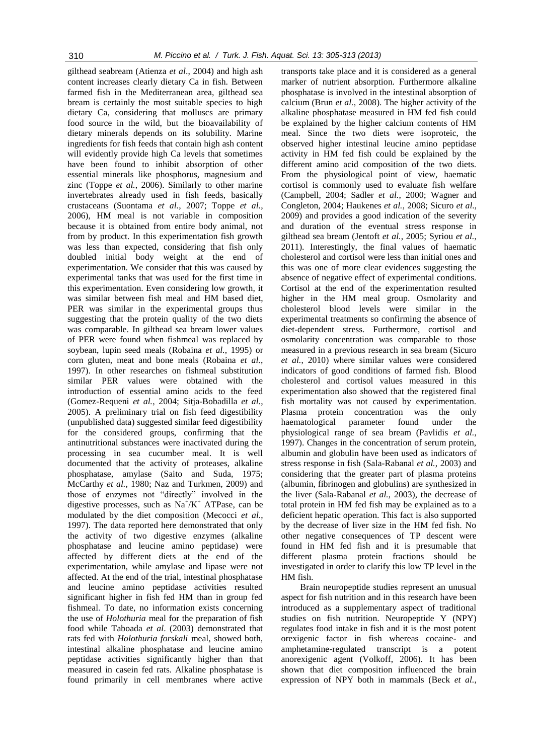gilthead seabream (Atienza *et al*., 2004) and high ash content increases clearly dietary Ca in fish. Between farmed fish in the Mediterranean area, gilthead sea bream is certainly the most suitable species to high dietary Ca, considering that molluscs are primary food source in the wild, but the bioavailability of dietary minerals depends on its solubility. Marine ingredients for fish feeds that contain high ash content will evidently provide high Ca levels that sometimes have been found to inhibit absorption of other essential minerals like phosphorus, magnesium and zinc (Toppe *et al.*, 2006). Similarly to other marine invertebrates already used in fish feeds, basically crustaceans (Suontama *et al.*, 2007; Toppe *et al.*, 2006), HM meal is not variable in composition because it is obtained from entire body animal, not from by product. In this experimentation fish growth was less than expected, considering that fish only doubled initial body weight at the end of experimentation. We consider that this was caused by experimental tanks that was used for the first time in this experimentation. Even considering low growth, it was similar between fish meal and HM based diet, PER was similar in the experimental groups thus suggesting that the protein quality of the two diets was comparable. In gilthead sea bream lower values of PER were found when fishmeal was replaced by soybean, lupin seed meals (Robaina *et al.*, 1995) or corn gluten, meat and bone meals (Robaina *et al.*, 1997). In other researches on fishmeal substitution similar PER values were obtained with the introduction of essential amino acids to the feed (Gomez-Requeni *et al.*, 2004; Sitja-Bobadilla *et al.*, 2005). A preliminary trial on fish feed digestibility (unpublished data) suggested similar feed digestibility for the considered groups, confirming that the antinutritional substances were inactivated during the processing in sea cucumber meal. It is well documented that the activity of proteases, alkaline phosphatase, amylase (Saito and Suda, 1975; McCarthy *et al.*, 1980; Naz and Turkmen, 2009) and those of enzymes not "directly" involved in the digestive processes, such as $Na^+/K^+$ ATPase, can be modulated by the diet composition (Mecocci *et al.*, 1997). The data reported here demonstrated that only the activity of two digestive enzymes (alkaline phosphatase and leucine amino peptidase) were affected by different diets at the end of the experimentation, while amylase and lipase were not affected. At the end of the trial, intestinal phosphatase and leucine amino peptidase activities resulted significant higher in fish fed HM than in group fed fishmeal. To date, no information exists concerning the use of *Holothuria* meal for the preparation of fish food while Taboada *et al*. (2003) demonstrated that rats fed with *Holothuria forskali* meal, showed both, intestinal alkaline phosphatase and leucine amino peptidase activities significantly higher than that measured in casein fed rats. Alkaline phosphatase is found primarily in cell membranes where active transports take place and it is considered as a general marker of nutrient absorption. Furthermore alkaline phosphatase is involved in the intestinal absorption of calcium (Brun *et al.*, 2008). The higher activity of the alkaline phosphatase measured in HM fed fish could be explained by the higher calcium contents of HM meal. Since the two diets were isoproteic, the observed higher intestinal leucine amino peptidase activity in HM fed fish could be explained by the different amino acid composition of the two diets. From the physiological point of view, haematic cortisol is commonly used to evaluate fish welfare (Campbell, 2004; Sadler *et al.*, 2000; Wagner and Congleton, 2004; Haukenes *et al.*, 2008; Sicuro *et al.*, 2009) and provides a good indication of the severity and duration of the eventual stress response in gilthead sea bream (Jentoft *et al.*, 2005; Syriou *et al.*, 2011). Interestingly, the final values of haematic cholesterol and cortisol were less than initial ones and this was one of more clear evidences suggesting the absence of negative effect of experimental conditions. Cortisol at the end of the experimentation resulted higher in the HM meal group. Osmolarity and cholesterol blood levels were similar in the experimental treatments so confirming the absence of diet-dependent stress. Furthermore, cortisol and osmolarity concentration was comparable to those measured in a previous research in sea bream (Sicuro *et al.*, 2010) where similar values were considered indicators of good conditions of farmed fish. Blood cholesterol and cortisol values measured in this experimentation also showed that the registered final fish mortality was not caused by experimentation. Plasma protein concentration was the only haematological parameter found under the physiological range of sea bream (Pavlidis *et al.*, 1997). Changes in the concentration of serum protein, albumin and globulin have been used as indicators of stress response in fish (Sala-Rabanal *et al.*, 2003) and considering that the greater part of plasma proteins (albumin, fibrinogen and globulins) are synthesized in the liver (Sala-Rabanal *et al.*, 2003), the decrease of total protein in HM fed fish may be explained as to a deficient hepatic operation. This fact is also supported by the decrease of liver size in the HM fed fish. No other negative consequences of TP descent were found in HM fed fish and it is presumable that different plasma protein fractions should be investigated in order to clarify this low TP level in the HM fish.

Brain neuropeptide studies represent an unusual aspect for fish nutrition and in this research have been introduced as a supplementary aspect of traditional studies on fish nutrition. Neuropeptide Y (NPY) regulates food intake in fish and it is the most potent orexigenic factor in fish whereas cocaine- and amphetamine-regulated transcript is a potent anorexigenic agent (Volkoff, 2006). It has been shown that diet composition influenced the brain expression of NPY both in mammals (Beck *et al.*,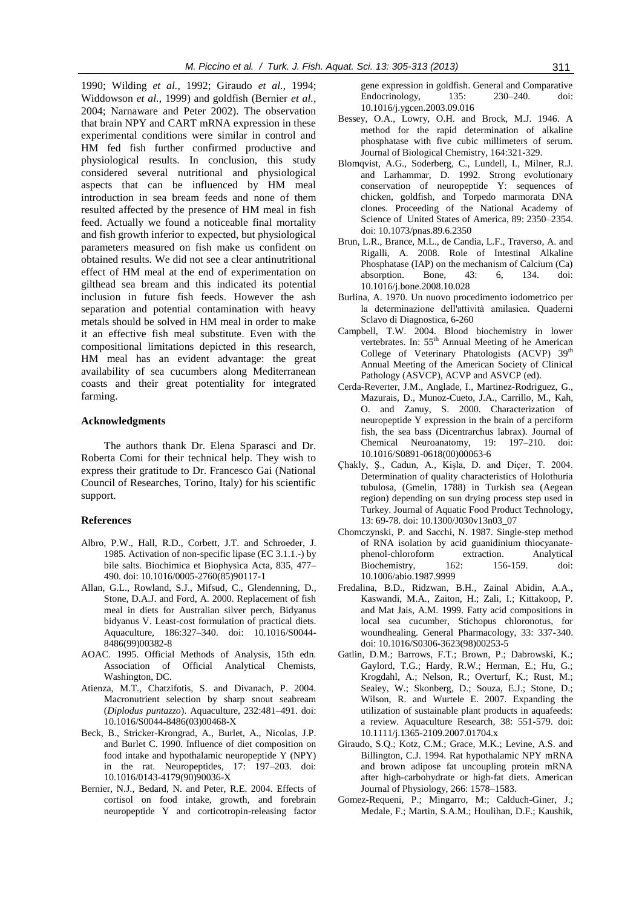1990; Wilding *et al.*, 1992; Giraudo *et al.*, 1994; Widdowson *et al.*, 1999) and goldfish (Bernier *et al.*, 2004; Narnaware and Peter 2002). The observation that brain NPY and CART mRNA expression in these experimental conditions were similar in control and HM fed fish further confirmed productive and physiological results. In conclusion, this study considered several nutritional and physiological aspects that can be influenced by HM meal introduction in sea bream feeds and none of them resulted affected by the presence of HM meal in fish feed. Actually we found a noticeable final mortality and fish growth inferior to expected, but physiological parameters measured on fish make us confident on obtained results. We did not see a clear antinutritional effect of HM meal at the end of experimentation on gilthead sea bream and this indicated its potential inclusion in future fish feeds. However the ash separation and potential contamination with heavy metals should be solved in HM meal in order to make it an effective fish meal substitute. Even with the compositional limitations depicted in this research, HM meal has an evident advantage: the great availability of sea cucumbers along Mediterranean coasts and their great potentiality for integrated farming.

## Acknowledgments

The authors thank Dr. Elena Sparasci and Dr. Roberta Comi for their technical help. They wish to express their gratitude to Dr. Francesco Gai (National Council of Researches, Torino, Italy) for his scientific support.

## References

Albro, P.W., Hall, R.D., Corbett, J.T. and Schroeder, J. 1985. Activation of non-specific lipase (EC 3.1.1.-) by bile salts. Biochimica et Biophysica Acta, 835, 477–490. doi: 10.1016/0005-2760(85)90117-1

Allan, G.L., Rowland, S.J., Mifsud, C., Glendenning, D., Stone, D.A.J. and Ford, A. 2000. Replacement of fish meal in diets for Australian silver perch, Bidyanus bidyanus V. Least-cost formulation of practical diets. Aquaculture, 186:327–340. doi: 10.1016/S0044-8486(99)00382-8

AOAC. 1995. Official Methods of Analysis, 15th edn. Association of Official Analytical Chemists, Washington, DC.

Atienza, M.T., Chatzifotis, S. and Divanach, P. 2004. Macronutrient selection by sharp snout seabream (*Diplodus puntazzo*). Aquaculture, 232:481–491. doi: 10.1016/S0044-8486(03)00468-X

Beck, B., Stricker-Krongrad, A., Burlet, A., Nicolas, J.P. and Burlet C. 1990. Influence of diet composition on food intake and hypothalamic neuropeptide Y (NPY) in the rat. Neuropeptides, 17: 197–203. doi: 10.1016/0143-4179(90)90036-X

Bernier, N.J., Bedard, N. and Peter, R.E. 2004. Effects of cortisol on food intake, growth, and forebrain neuropeptide Y and corticotropin-releasing factor gene expression in goldfish. General and Comparative Endocrinology, 135: 230–240. doi: 10.1016/j.ygcen.2003.09.016

Bessey, O.A., Lowry, O.H. and Brock, M.J. 1946. A method for the rapid determination of alkaline phosphatase with five cubic millimeters of serum. Journal of Biological Chemistry, 164:321-329.

Blomqvist, A.G., Soderberg, C., Lundell, I., Milner, R.J. and Larhammar, D. 1992. Strong evolutionary conservation of neuropeptide Y: sequences of chicken, goldfish, and Torpedo marmorata DNA clones. Proceeding of the National Academy of Science of United States of America, 89: 2350–2354. doi: 10.1073/pnas.89.6.2350

Brun, L.R., Brance, M.L., de Candia, L.F., Traverso, A. and Rigalli, A. 2008. Role of Intestinal Alkaline Phosphatase (IAP) on the mechanism of Calcium (Ca) absorption. Bone, 43: 6, 134. doi: 10.1016/j.bone.2008.10.028

Burlina, A. 1970. Un nuovo procedimento iodometrico per la determinazione dell'attività amilasica. Quaderni Sclavo di Diagnostica, 6-260

Campbell, T.W. 2004. Blood biochemistry in lower vertebrates. In: 55[th] Annual Meeting of he American College of Veterinary Phatologists (ACVP) 39[th] Annual Meeting of the American Society of Clinical Pathology (ASVCP), ACVP and ASVCP (ed).

Cerda-Reverter, J.M., Anglade, I., Martinez-Rodriguez, G., Mazurais, D., Munoz-Cueto, J.A., Carrillo, M., Kah, O. and Zanuy, S. 2000. Characterization of neuropeptide Y expression in the brain of a perciform fish, the sea bass (Dicentrarchus labrax). Journal of Chemical Neuroanatomy, 19: 197–210. doi: 10.1016/S0891-0618(00)00063-6

Çhakly, Ş., Cadun, A., Kişla, D. and Diçer, T. 2004. Determination of quality characteristics of Holothuria tubulosa, (Gmelin, 1788) in Turkish sea (Aegean region) depending on sun drying process step used in Turkey. Journal of Aquatic Food Product Technology, 13: 69-78. doi: 10.1300/J030v13n03_07

Chomczynski, P. and Sacchi, N. 1987. Single-step method of RNA isolation by acid guanidinium thiocyanate-phenol-chloroform extraction. Analytical Biochemistry, 162: 156-159. doi: 10.1006/abio.1987.9999

Fredalina, B.D., Ridzwan, B.H., Zainal Abidin, A.A., Kaswandi, M.A., Zaiton, H.; Zali, I.; Kittakoop, P. and Mat Jais, A.M. 1999. Fatty acid compositions in local sea cucumber, Stichopus chloronotus, for woundhealing. General Pharmacology, 33: 337-340. doi: 10.1016/S0306-3623(98)00253-5

Gatlin, D.M.; Barrows, F.T.; Brown, P.; Dabrowski, K.; Gaylord, T.G.; Hardy, R.W.; Herman, E.; Hu, G.; Krogdahl, A.; Nelson, R.; Overturf, K.; Rust, M.; Sealey, W.; Skonberg, D.; Souza, E.J.; Stone, D.; Wilson, R. and Wurtele E. 2007. Expanding the utilization of sustainable plant products in aquafeeds: a review. Aquaculture Research, 38: 551-579. doi: 10.1111/j.1365-2109.2007.01704.x

Giraudo, S.Q.; Kotz, C.M.; Grace, M.K.; Levine, A.S. and Billington, C.J. 1994. Rat hypothalamic NPY mRNA and brown adipose fat uncoupling protein mRNA after high-carbohydrate or high-fat diets. American Journal of Physiology, 266: 1578–1583.

Gomez-Requeni, P.; Mingarro, M:; Calduch-Giner, J.; Medale, F.; Martin, S.A.M.; Houlihan, D.F.; Kaushik,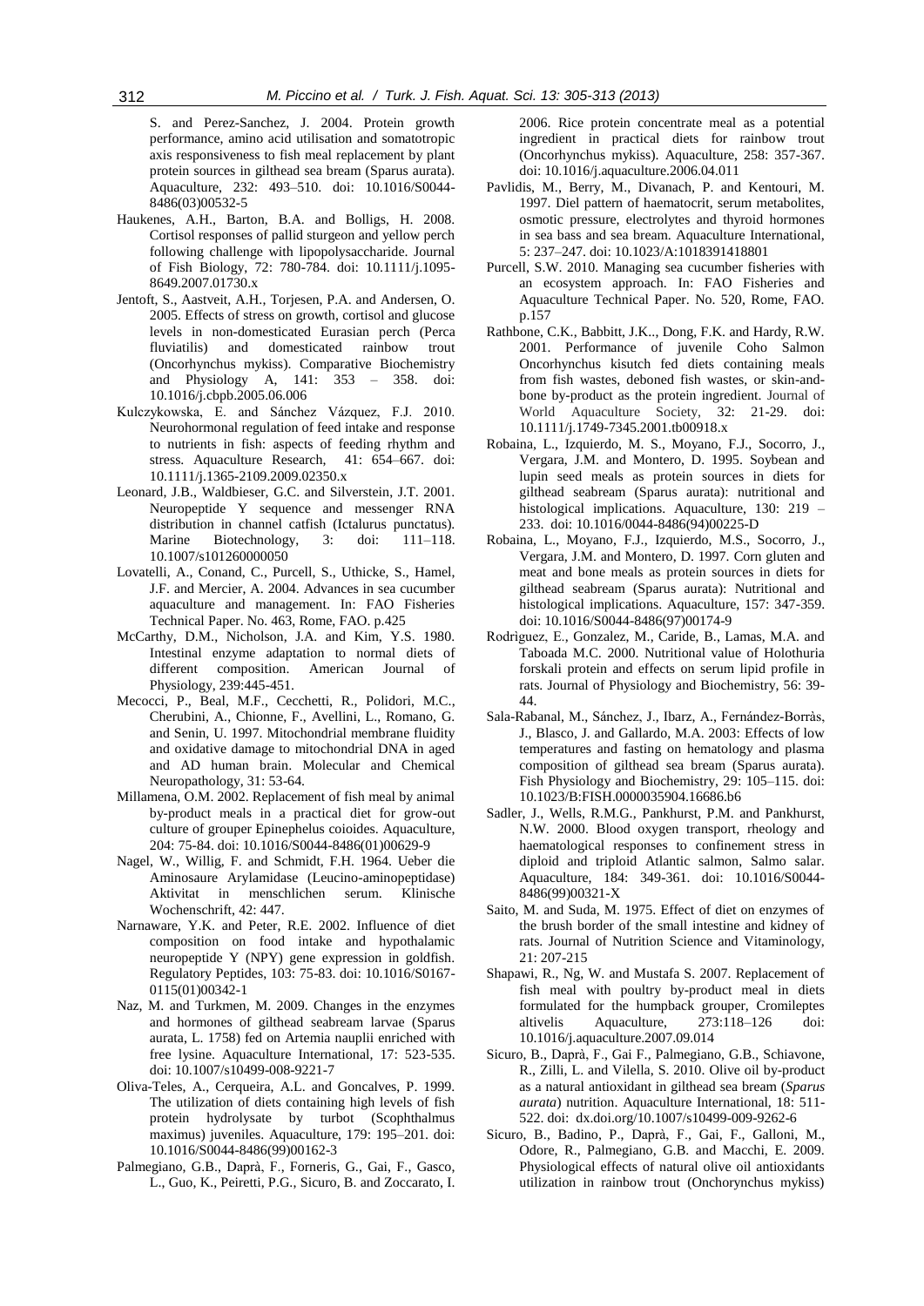S. and Perez-Sanchez, J. 2004. Protein growth performance, amino acid utilisation and somatotropic axis responsiveness to fish meal replacement by plant protein sources in gilthead sea bream (Sparus aurata). Aquaculture, 232: 493–510. doi: 10.1016/S0044-8486(03)00532-5

Haukenes, A.H., Barton, B.A. and Bolligs, H. 2008. Cortisol responses of pallid sturgeon and yellow perch following challenge with lipopolysaccharide. Journal of Fish Biology, 72: 780-784. doi: 10.1111/j.1095-8649.2007.01730.x

Jentoft, S., Aastveit, A.H., Torjesen, P.A. and Andersen, O. 2005. Effects of stress on growth, cortisol and glucose levels in non-domesticated Eurasian perch (Perca fluviatilis) and domesticated rainbow trout (Oncorhynchus mykiss). Comparative Biochemistry and Physiology A, 141: 353 – 358. doi: 10.1016/j.cbpb.2005.06.006

Kulczykowska, E. and Sánchez Vázquez, F.J. 2010. Neurohormonal regulation of feed intake and response to nutrients in fish: aspects of feeding rhythm and stress. Aquaculture Research, 41: 654–667. doi: 10.1111/j.1365-2109.2009.02350.x

Leonard, J.B., Waldbieser, G.C. and Silverstein, J.T. 2001. Neuropeptide Y sequence and messenger RNA distribution in channel catfish (Ictalurus punctatus). Marine Biotechnology, 3: doi: 111–118. 10.1007/s101260000050

Lovatelli, A., Conand, C., Purcell, S., Uthicke, S., Hamel, J.F. and Mercier, A. 2004. Advances in sea cucumber aquaculture and management. In: FAO Fisheries Technical Paper. No. 463, Rome, FAO. p.425

McCarthy, D.M., Nicholson, J.A. and Kim, Y.S. 1980. Intestinal enzyme adaptation to normal diets of different composition. American Journal of Physiology, 239:445-451.

Mecocci, P., Beal, M.F., Cecchetti, R., Polidori, M.C., Cherubini, A., Chionne, F., Avellini, L., Romano, G. and Senin, U. 1997. Mitochondrial membrane fluidity and oxidative damage to mitochondrial DNA in aged and AD human brain. Molecular and Chemical Neuropathology, 31: 53-64.

Millamena, O.M. 2002. Replacement of fish meal by animal by-product meals in a practical diet for grow-out culture of grouper Epinephelus coioides. Aquaculture, 204: 75-84. doi: 10.1016/S0044-8486(01)00629-9

Nagel, W., Willig, F. and Schmidt, F.H. 1964. Ueber die Aminosaure Arylamidase (Leucino-aminopeptidase) Aktivitat in menschlichen serum. Klinische Wochenschrift, 42: 447.

Narnaware, Y.K. and Peter, R.E. 2002. Influence of diet composition on food intake and hypothalamic neuropeptide Y (NPY) gene expression in goldfish. Regulatory Peptides, 103: 75-83. doi: 10.1016/S0167-0115(01)00342-1

Naz, M. and Turkmen, M. 2009. Changes in the enzymes and hormones of gilthead seabream larvae (Sparus aurata, L. 1758) fed on Artemia nauplii enriched with free lysine. Aquaculture International, 17: 523-535. doi: 10.1007/s10499-008-9221-7

Oliva-Teles, A., Cerqueira, A.L. and Goncalves, P. 1999. The utilization of diets containing high levels of fish protein hydrolysate by turbot (Scophthalmus maximus) juveniles. Aquaculture, 179: 195–201. doi: 10.1016/S0044-8486(99)00162-3

Palmegiano, G.B., Daprà, F., Forneris, G., Gai, F., Gasco, L., Guo, K., Peiretti, P.G., Sicuro, B. and Zoccarato, I. 2006. Rice protein concentrate meal as a potential ingredient in practical diets for rainbow trout (Oncorhynchus mykiss). Aquaculture, 258: 357-367. doi: 10.1016/j.aquaculture.2006.04.011

Pavlidis, M., Berry, M., Divanach, P. and Kentouri, M. 1997. Diel pattern of haematocrit, serum metabolites, osmotic pressure, electrolytes and thyroid hormones in sea bass and sea bream. Aquaculture International, 5: 237–247. doi: 10.1023/A:1018391418801

Purcell, S.W. 2010. Managing sea cucumber fisheries with an ecosystem approach. In: FAO Fisheries and Aquaculture Technical Paper. No. 520, Rome, FAO. p.157

Rathbone, C.K., Babbitt, J.K.., Dong, F.K. and Hardy, R.W. 2001. Performance of juvenile Coho Salmon Oncorhynchus kisutch fed diets containing meals from fish wastes, deboned fish wastes, or skin-and-bone by-product as the protein ingredient. Journal of World Aquaculture Society, 32: 21-29. doi: 10.1111/j.1749-7345.2001.tb00918.x

Robaina, L., Izquierdo, M. S., Moyano, F.J., Socorro, J., Vergara, J.M. and Montero, D. 1995. Soybean and lupin seed meals as protein sources in diets for gilthead seabream (Sparus aurata): nutritional and histological implications. Aquaculture, 130: 219 – 233. doi: 10.1016/0044-8486(94)00225-D

Robaina, L., Moyano, F.J., Izquierdo, M.S., Socorro, J., Vergara, J.M. and Montero, D. 1997. Corn gluten and meat and bone meals as protein sources in diets for gilthead seabream (Sparus aurata): Nutritional and histological implications. Aquaculture, 157: 347-359. doi: 10.1016/S0044-8486(97)00174-9

Rodriguez, E., Gonzalez, M., Caride, B., Lamas, M.A. and Taboada M.C. 2000. Nutritional value of Holothuria forskali protein and effects on serum lipid profile in rats. Journal of Physiology and Biochemistry, 56: 39-44.

Sala-Rabanal, M., Sánchez, J., Ibarz, A., Fernández-Borràs, J., Blasco, J. and Gallardo, M.A. 2003: Effects of low temperatures and fasting on hematology and plasma composition of gilthead sea bream (Sparus aurata). Fish Physiology and Biochemistry, 29: 105–115. doi: 10.1023/B:FISH.0000035904.16686.b6

Sadler, J., Wells, R.M.G., Pankhurst, P.M. and Pankhurst, N.W. 2000. Blood oxygen transport, rheology and haematological responses to confinement stress in diploid and triploid Atlantic salmon, Salmo salar. Aquaculture, 184: 349-361. doi: 10.1016/S0044-8486(99)00321-X

Saito, M. and Suda, M. 1975. Effect of diet on enzymes of the brush border of the small intestine and kidney of rats. Journal of Nutrition Science and Vitaminology, 21: 207-215

Shapawi, R., Ng, W. and Mustafa S. 2007. Replacement of fish meal with poultry by-product meal in diets formulated for the humpback grouper, Cromileptes altivelis Aquaculture, 273:118–126 doi: 10.1016/j.aquaculture.2007.09.014

Sicuro, B., Daprà, F., Gai F., Palmegiano, G.B., Schiavone, R., Zilli, L. and Vilella, S. 2010. Olive oil by-product as a natural antioxidant in gilthead sea bream (*Sparus aurata*) nutrition. Aquaculture International, 18: 511-522. doi: dx.doi.org/10.1007/s10499-009-9262-6

Sicuro, B., Badino, P., Daprà, F., Gai, F., Galloni, M., Odore, R., Palmegiano, G.B. and Macchi, E. 2009. Physiological effects of natural olive oil antioxidants utilization in rainbow trout (Onchorynchus mykiss)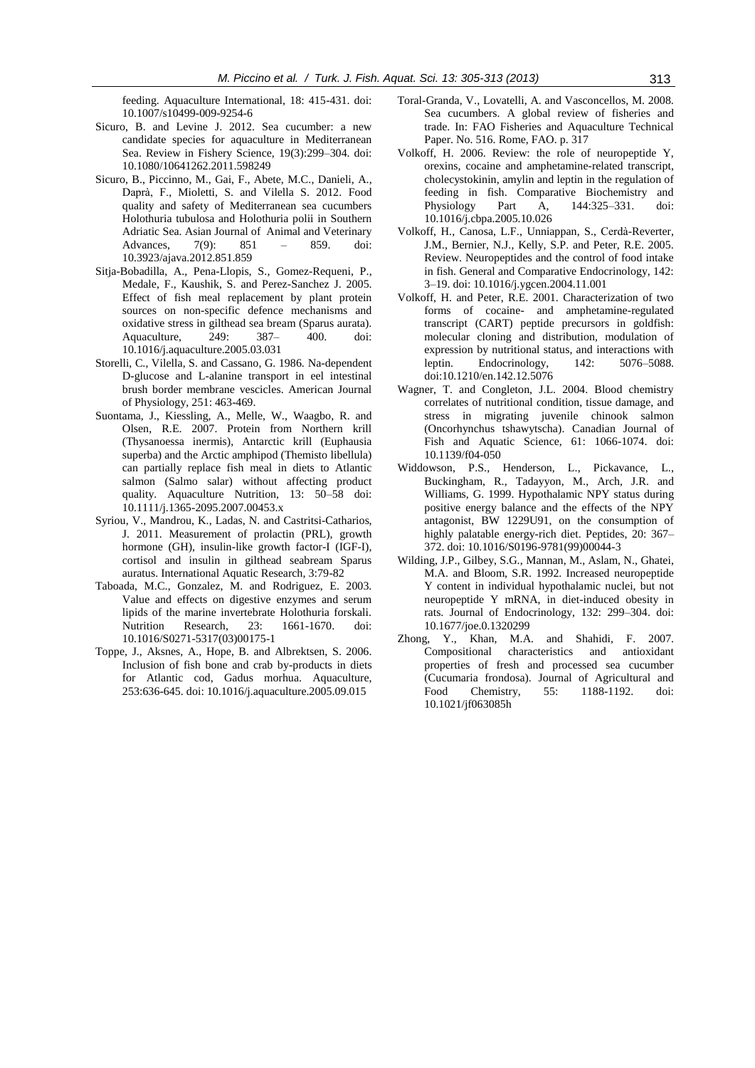feeding. Aquaculture International, 18: 415-431. doi: 10.1007/s10499-009-9254-6

Sicuro, B. and Levine J. 2012. Sea cucumber: a new candidate species for aquaculture in Mediterranean Sea. Review in Fishery Science, 19(3):299–304. doi: 10.1080/10641262.2011.598249

Sicuro, B., Piccinno, M., Gai, F., Abete, M.C., Danieli, A., Daprà, F., Mioletti, S. and Vilella S. 2012. Food quality and safety of Mediterranean sea cucumbers Holothuria tubulosa and Holothuria polii in Southern Adriatic Sea. Asian Journal of Animal and Veterinary Advances, 7(9): 851 – 859. doi: 10.3923/ajava.2012.851.859

Sitja-Bobadilla, A., Pena-Llopis, S., Gomez-Requeni, P., Medale, F., Kaushik, S. and Perez-Sanchez J. 2005. Effect of fish meal replacement by plant protein sources on non-specific defence mechanisms and oxidative stress in gilthead sea bream (Sparus aurata). Aquaculture, 249: 387– 400. doi: 10.1016/j.aquaculture.2005.03.031

Storelli, C., Vilella, S. and Cassano, G. 1986. Na-dependent D-glucose and L-alanine transport in eel intestinal brush border membrane vescicles. American Journal of Physiology, 251: 463-469.

Suontama, J., Kiessling, A., Melle, W., Waagbo, R. and Olsen, R.E. 2007. Protein from Northern krill (Thysanoessa inermis), Antarctic krill (Euphausia superba) and the Arctic amphipod (Themisto libellula) can partially replace fish meal in diets to Atlantic salmon (Salmo salar) without affecting product quality. Aquaculture Nutrition, 13: 50–58 doi: 10.1111/j.1365-2095.2007.00453.x

Syriou, V., Mandrou, K., Ladas, N. and Castritsi-Catharios, J. 2011. Measurement of prolactin (PRL), growth hormone (GH), insulin-like growth factor-I (IGF-I), cortisol and insulin in gilthead seabream Sparus auratus. International Aquatic Research, 3:79-82

Taboada, M.C., Gonzalez, M. and Rodriguez, E. 2003. Value and effects on digestive enzymes and serum lipids of the marine invertebrate Holothuria forskali. Nutrition Research, 23: 1661-1670. doi: 10.1016/S0271-5317(03)00175-1

Toppe, J., Aksnes, A., Hope, B. and Albrektsen, S. 2006. Inclusion of fish bone and crab by-products in diets for Atlantic cod, Gadus morhua. Aquaculture, 253:636-645. doi: 10.1016/j.aquaculture.2005.09.015

Toral-Granda, V., Lovatelli, A. and Vasconcellos, M. 2008. Sea cucumbers. A global review of fisheries and trade. In: FAO Fisheries and Aquaculture Technical Paper. No. 516. Rome, FAO. p. 317

Volkoff, H. 2006. Review: the role of neuropeptide Y, orexins, cocaine and amphetamine-related transcript, cholecystokinin, amylin and leptin in the regulation of feeding in fish. Comparative Biochemistry and Physiology Part A, 144:325–331. doi: 10.1016/j.cbpa.2005.10.026

Volkoff, H., Canosa, L.F., Unniappan, S., Cerdà-Reverter, J.M., Bernier, N.J., Kelly, S.P. and Peter, R.E. 2005. Review. Neuropeptides and the control of food intake in fish. General and Comparative Endocrinology, 142: 3–19. doi: 10.1016/j.ygcen.2004.11.001

Volkoff, H. and Peter, R.E. 2001. Characterization of two forms of cocaine- and amphetamine-regulated transcript (CART) peptide precursors in goldfish: molecular cloning and distribution, modulation of expression by nutritional status, and interactions with leptin. Endocrinology, 142: 5076–5088. doi:10.1210/en.142.12.5076

Wagner, T. and Congleton, J.L. 2004. Blood chemistry correlates of nutritional condition, tissue damage, and stress in migrating juvenile chinook salmon (Oncorhynchus tshawytscha). Canadian Journal of Fish and Aquatic Science, 61: 1066-1074. doi: 10.1139/f04-050

Widdowson, P.S., Henderson, L., Pickavance, L., Buckingham, R., Tadayyon, M., Arch, J.R. and Williams, G. 1999. Hypothalamic NPY status during positive energy balance and the effects of the NPY antagonist, BW 1229U91, on the consumption of highly palatable energy-rich diet. Peptides, 20: 367–372. doi: 10.1016/S0196-9781(99)00044-3

Wilding, J.P., Gilbey, S.G., Mannan, M., Aslam, N., Ghatei, M.A. and Bloom, S.R. 1992. Increased neuropeptide Y content in individual hypothalamic nuclei, but not neuropeptide Y mRNA, in diet-induced obesity in rats. Journal of Endocrinology, 132: 299–304. doi: 10.1677/joe.0.1320299

Zhong, Y., Khan, M.A. and Shahidi, F. 2007. Compositional characteristics and antioxidant properties of fresh and processed sea cucumber (Cucumaria frondosa). Journal of Agricultural and Food Chemistry, 55: 1188-1192. doi: 10.1021/jf063085h